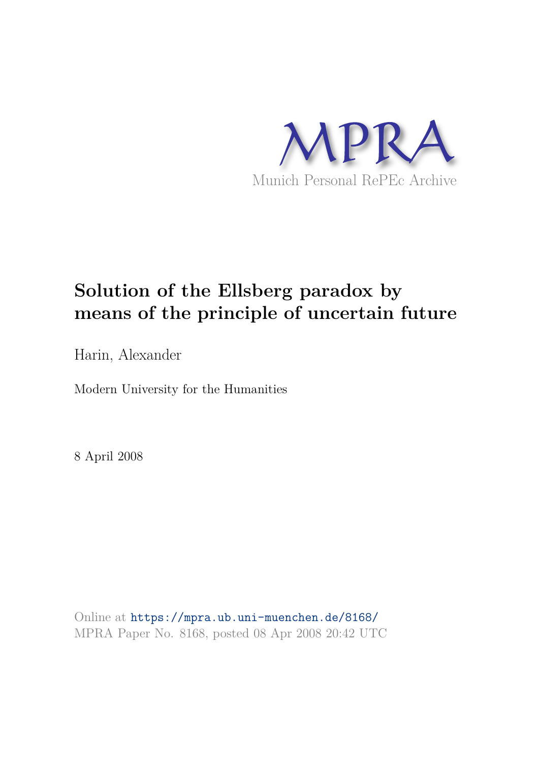MPRA

Munich Personal RePEc Archive

# Solution of the Ellsberg paradox by means of the principle of uncertain future

Harin, Alexander

Modern University for the Humanities

8 April 2008

Online at https://mpra.ub.uni-muenchen.de/8168/
MPRA Paper No. 8168, posted 08 Apr 2008 20:42 UTC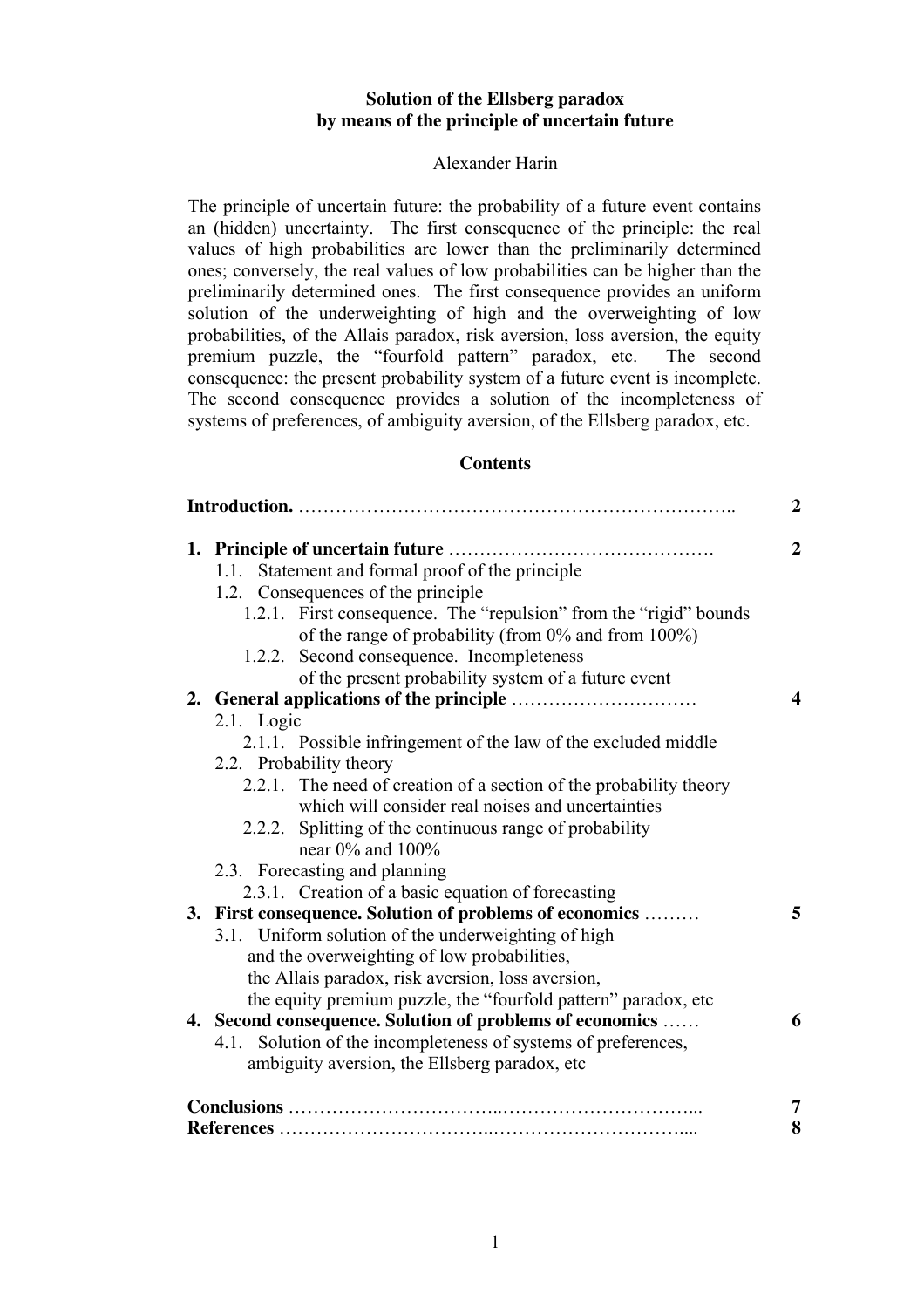**Solution of the Ellsberg paradox**
**by means of the principle of uncertain future**

Alexander Harin

The principle of uncertain future: the probability of a future event contains an (hidden) uncertainty. The first consequence of the principle: the real values of high probabilities are lower than the preliminarily determined ones; conversely, the real values of low probabilities can be higher than the preliminarily determined ones. The first consequence provides an uniform solution of the underweighting of high and the overweighting of low probabilities, of the Allais paradox, risk aversion, loss aversion, the equity premium puzzle, the "fourfold pattern" paradox, etc. The second consequence: the present probability system of a future event is incomplete. The second consequence provides a solution of the incompleteness of systems of preferences, of ambiguity aversion, of the Ellsberg paradox, etc.

**Contents**

**Introduction.** …………………………………………………………….. **2**

1. **Principle of uncertain future** ……………………………………. **2**
   - 1.1. Statement and formal proof of the principle
   - 1.2. Consequences of the principle
     - 1.2.1. First consequence. The "repulsion" from the "rigid" bounds of the range of probability (from 0% and from 100%)
     - 1.2.2. Second consequence. Incompleteness of the present probability system of a future event
2. **General applications of the principle** ………………………… **4**
   - 2.1. Logic
     - 2.1.1. Possible infringement of the law of the excluded middle
   - 2.2. Probability theory
     - 2.2.1. The need of creation of a section of the probability theory which will consider real noises and uncertainties
     - 2.2.2. Splitting of the continuous range of probability near 0% and 100%
   - 2.3. Forecasting and planning
     - 2.3.1. Creation of a basic equation of forecasting
3. **First consequence. Solution of problems of economics** ……… **5**
   - 3.1. Uniform solution of the underweighting of high and the overweighting of low probabilities, the Allais paradox, risk aversion, loss aversion, the equity premium puzzle, the "fourfold pattern" paradox, etc
4. **Second consequence. Solution of problems of economics** …… **6**
   - 4.1. Solution of the incompleteness of systems of preferences, ambiguity aversion, the Ellsberg paradox, etc

**Conclusions** …………………………..………………………... **7**

**References** …………………………..……………………….... **8**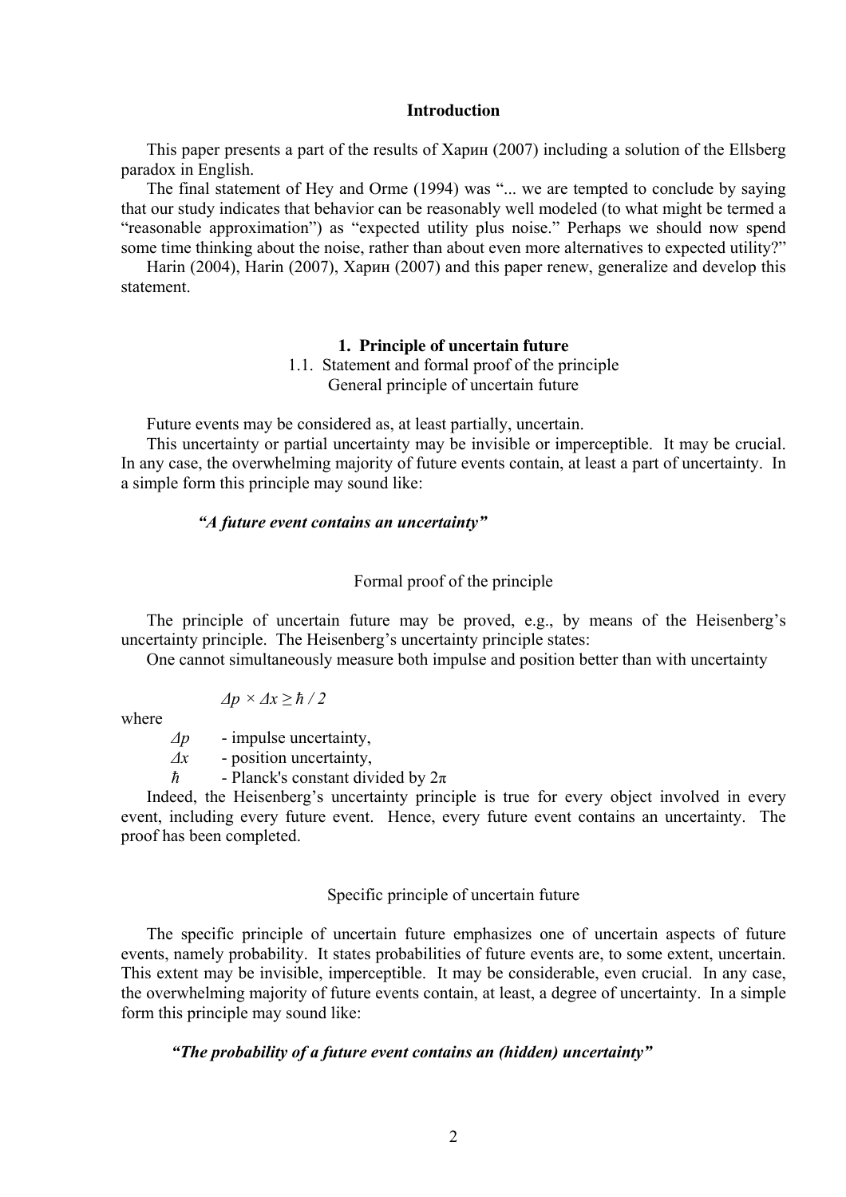## Introduction

This paper presents a part of the results of Харин (2007) including a solution of the Ellsberg paradox in English.

The final statement of Hey and Orme (1994) was "... we are tempted to conclude by saying that our study indicates that behavior can be reasonably well modeled (to what might be termed a "reasonable approximation") as "expected utility plus noise." Perhaps we should now spend some time thinking about the noise, rather than about even more alternatives to expected utility?"

Harin (2004), Harin (2007), Харин (2007) and this paper renew, generalize and develop this statement.

## 1. Principle of uncertain future

### 1.1. Statement and formal proof of the principle

#### General principle of uncertain future

Future events may be considered as, at least partially, uncertain.

This uncertainty or partial uncertainty may be invisible or imperceptible. It may be crucial. In any case, the overwhelming majority of future events contain, at least a part of uncertainty. In a simple form this principle may sound like:

***"A future event contains an uncertainty"***

#### Formal proof of the principle

The principle of uncertain future may be proved, e.g., by means of the Heisenberg's uncertainty principle. The Heisenberg's uncertainty principle states:

One cannot simultaneously measure both impulse and position better than with uncertainty

$$\Delta p \times \Delta x \geq \hbar / 2$$

where

- $\Delta p$ - impulse uncertainty,
- $\Delta x$ - position uncertainty,
- $\hbar$ - Planck's constant divided by $2\pi$

Indeed, the Heisenberg's uncertainty principle is true for every object involved in every event, including every future event. Hence, every future event contains an uncertainty. The proof has been completed.

#### Specific principle of uncertain future

The specific principle of uncertain future emphasizes one of uncertain aspects of future events, namely probability. It states probabilities of future events are, to some extent, uncertain. This extent may be invisible, imperceptible. It may be considerable, even crucial. In any case, the overwhelming majority of future events contain, at least, a degree of uncertainty. In a simple form this principle may sound like:

***"The probability of a future event contains an (hidden) uncertainty"***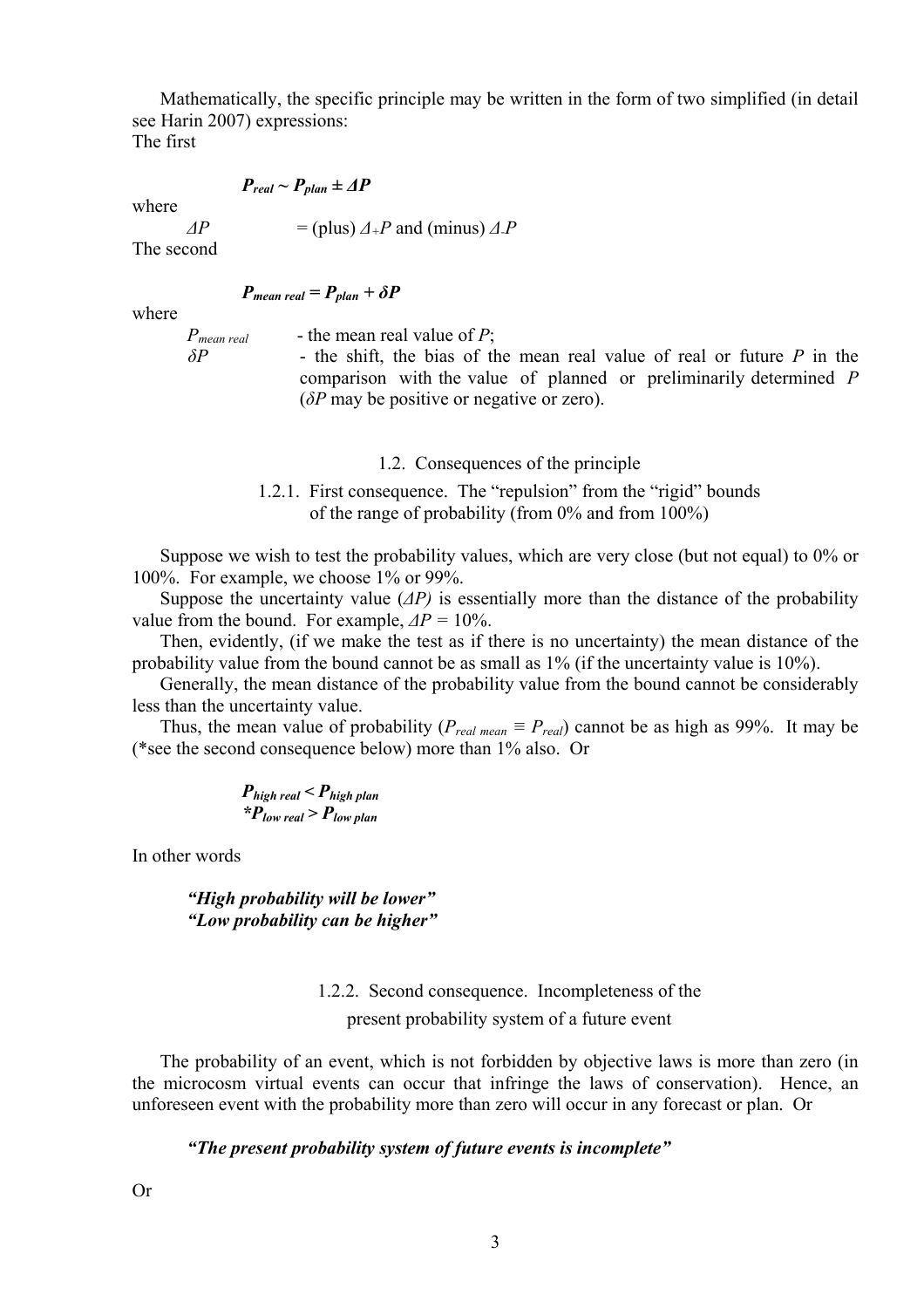Mathematically, the specific principle may be written in the form of two simplified (in detail see Harin 2007) expressions:
The first

$$P_{real} \sim P_{plan} \pm \Delta P$$

where

$\Delta P$ = (plus) $\Delta_{+}P$ and (minus) $\Delta_{-}P$

The second

$$P_{mean\ real} = P_{plan} + \delta P$$

where

$P_{mean\ real}$ - the mean real value of $P$;

$\delta P$ - the shift, the bias of the mean real value of real or future $P$ in the comparison with the value of planned or preliminarily determined $P$ ($\delta P$ may be positive or negative or zero).

## 1.2. Consequences of the principle

### 1.2.1. First consequence. The "repulsion" from the "rigid" bounds of the range of probability (from 0% and from 100%)

Suppose we wish to test the probability values, which are very close (but not equal) to 0% or 100%. For example, we choose 1% or 99%.

Suppose the uncertainty value ($\Delta P$) is essentially more than the distance of the probability value from the bound. For example, $\Delta P$ = 10%.

Then, evidently, (if we make the test as if there is no uncertainty) the mean distance of the probability value from the bound cannot be as small as 1% (if the uncertainty value is 10%).

Generally, the mean distance of the probability value from the bound cannot be considerably less than the uncertainty value.

Thus, the mean value of probability ($P_{real\ mean} \equiv P_{real}$) cannot be as high as 99%. It may be (*see the second consequence below) more than 1% also. Or

$$P_{high\ real} < P_{high\ plan}$$
$$*P_{low\ real} > P_{low\ plan}$$

In other words

***"High probability will be lower"***
***"Low probability can be higher"***

### 1.2.2. Second consequence. Incompleteness of the present probability system of a future event

The probability of an event, which is not forbidden by objective laws is more than zero (in the microcosm virtual events can occur that infringe the laws of conservation). Hence, an unforeseen event with the probability more than zero will occur in any forecast or plan. Or

***"The present probability system of future events is incomplete"***

Or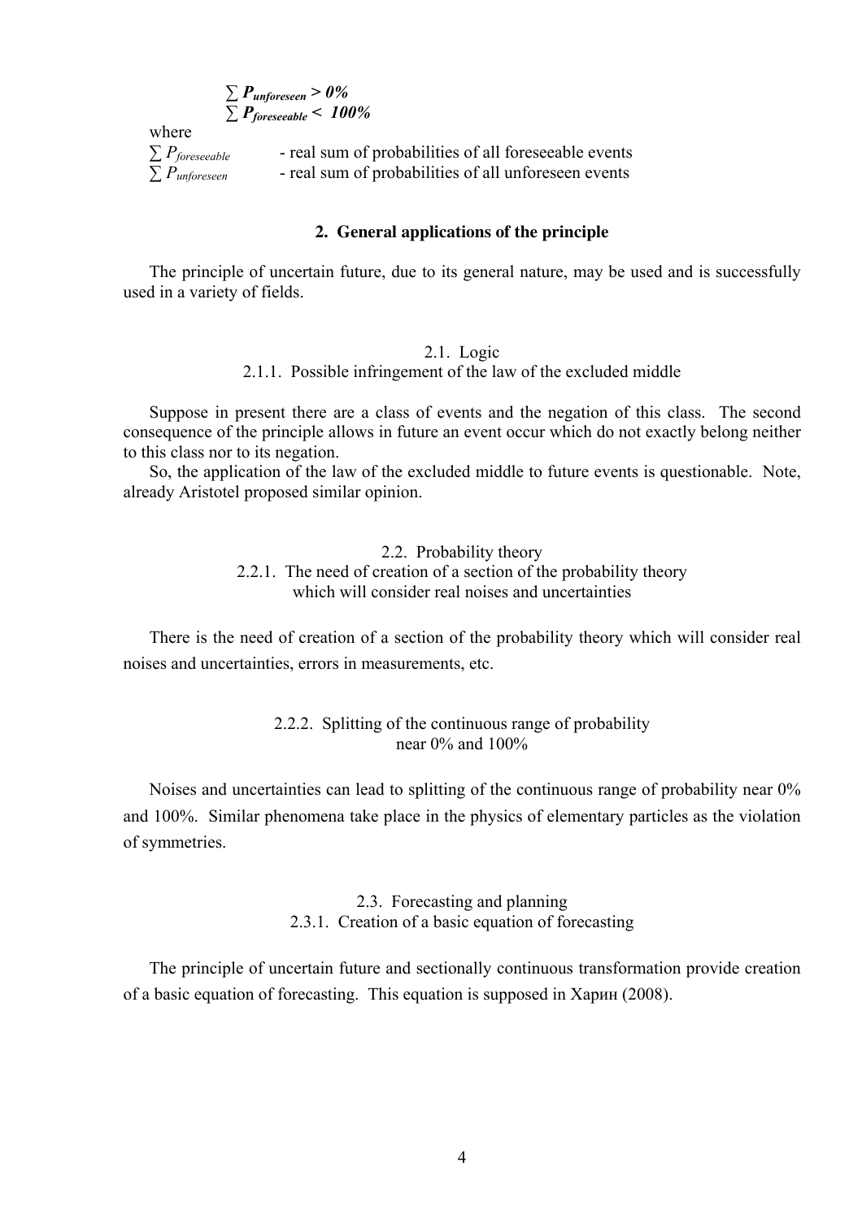$$\sum \boldsymbol{P_{unforeseen}} > \boldsymbol{0\%}$$
$$\sum \boldsymbol{P_{foreseeable}} < \boldsymbol{100\%}$$

where

$\sum P_{foreseeable}$ - real sum of probabilities of all foreseeable events

$\sum P_{unforeseen}$ - real sum of probabilities of all unforeseen events

## 2. General applications of the principle

The principle of uncertain future, due to its general nature, may be used and is successfully used in a variety of fields.

### 2.1. Logic

#### 2.1.1. Possible infringement of the law of the excluded middle

Suppose in present there are a class of events and the negation of this class. The second consequence of the principle allows in future an event occur which do not exactly belong neither to this class nor to its negation.

So, the application of the law of the excluded middle to future events is questionable. Note, already Aristotel proposed similar opinion.

### 2.2. Probability theory

#### 2.2.1. The need of creation of a section of the probability theory which will consider real noises and uncertainties

There is the need of creation of a section of the probability theory which will consider real noises and uncertainties, errors in measurements, etc.

#### 2.2.2. Splitting of the continuous range of probability near 0% and 100%

Noises and uncertainties can lead to splitting of the continuous range of probability near 0% and 100%. Similar phenomena take place in the physics of elementary particles as the violation of symmetries.

### 2.3. Forecasting and planning

#### 2.3.1. Creation of a basic equation of forecasting

The principle of uncertain future and sectionally continuous transformation provide creation of a basic equation of forecasting. This equation is supposed in Харин (2008).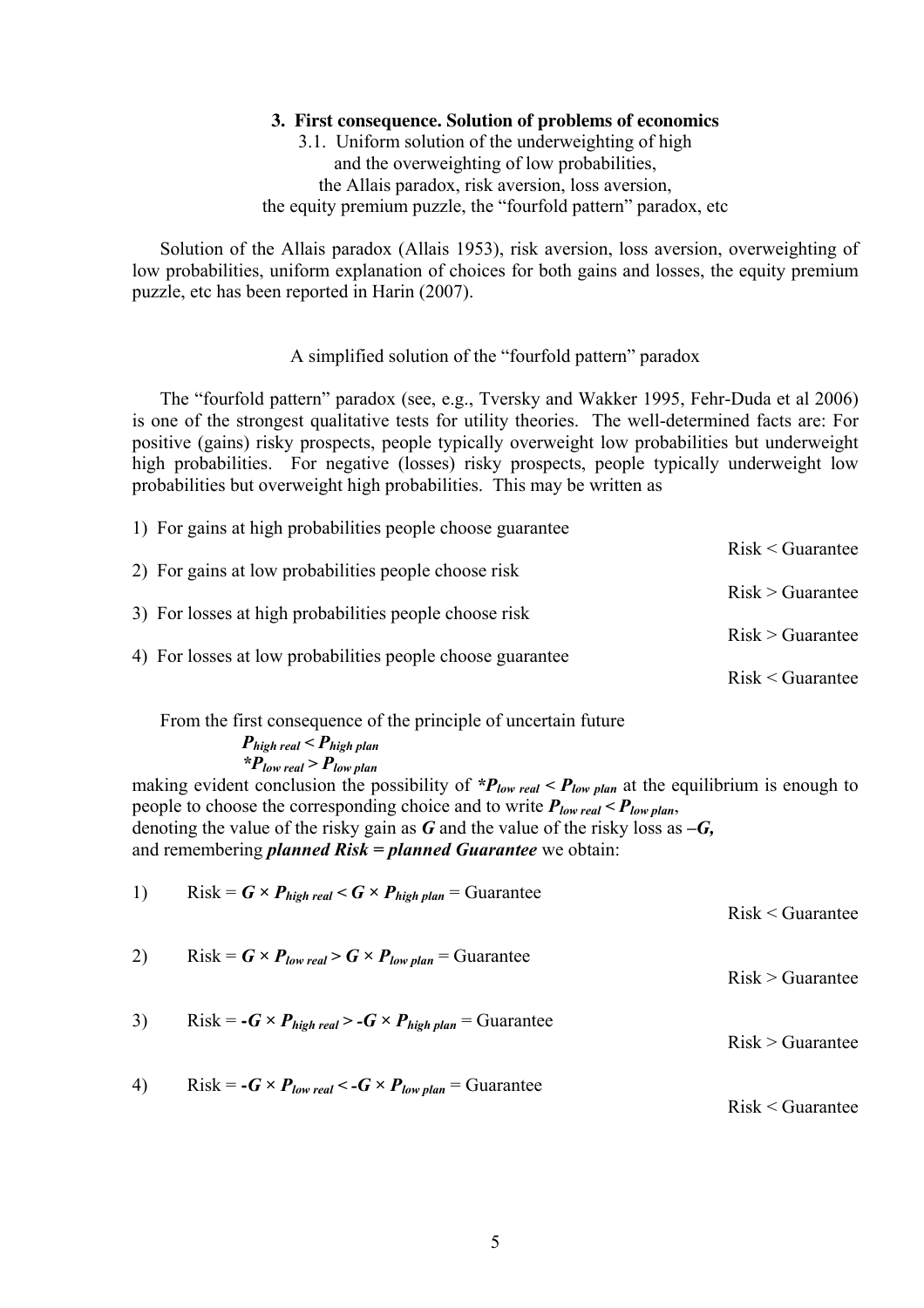## 3. First consequence. Solution of problems of economics

### 3.1. Uniform solution of the underweighting of high and the overweighting of low probabilities, the Allais paradox, risk aversion, loss aversion, the equity premium puzzle, the "fourfold pattern" paradox, etc

Solution of the Allais paradox (Allais 1953), risk aversion, loss aversion, overweighting of low probabilities, uniform explanation of choices for both gains and losses, the equity premium puzzle, etc has been reported in Harin (2007).

#### A simplified solution of the "fourfold pattern" paradox

The "fourfold pattern" paradox (see, e.g., Tversky and Wakker 1995, Fehr-Duda et al 2006) is one of the strongest qualitative tests for utility theories. The well-determined facts are: For positive (gains) risky prospects, people typically overweight low probabilities but underweight high probabilities. For negative (losses) risky prospects, people typically underweight low probabilities but overweight high probabilities. This may be written as

1) For gains at high probabilities people choose guarantee

Risk < Guarantee

2) For gains at low probabilities people choose risk

Risk > Guarantee

3) For losses at high probabilities people choose risk

Risk > Guarantee

4) For losses at low probabilities people choose guarantee

Risk < Guarantee

From the first consequence of the principle of uncertain future

$\boldsymbol{P_{high\ real} < P_{high\ plan}}$

$\boldsymbol{{}^*P_{low\ real} > P_{low\ plan}}$

making evident conclusion the possibility of $\boldsymbol{{}^*P_{low\ real} < P_{low\ plan}}$ at the equilibrium is enough to people to choose the corresponding choice and to write $\boldsymbol{P_{low\ real} < P_{low\ plan}}$,
denoting the value of the risky gain as $\boldsymbol{G}$ and the value of the risky loss as $\boldsymbol{-G}$,
and remembering ***planned Risk = planned Guarantee*** we obtain:

1) Risk = $\boldsymbol{G \times P_{high\ real} < G \times P_{high\ plan}}$ = Guarantee

Risk < Guarantee

2) Risk = $\boldsymbol{G \times P_{low\ real} > G \times P_{low\ plan}}$ = Guarantee

Risk > Guarantee

3) Risk = $\boldsymbol{-G \times P_{high\ real} > -G \times P_{high\ plan}}$ = Guarantee

Risk > Guarantee

4) Risk = $\boldsymbol{-G \times P_{low\ real} < -G \times P_{low\ plan}}$ = Guarantee

Risk < Guarantee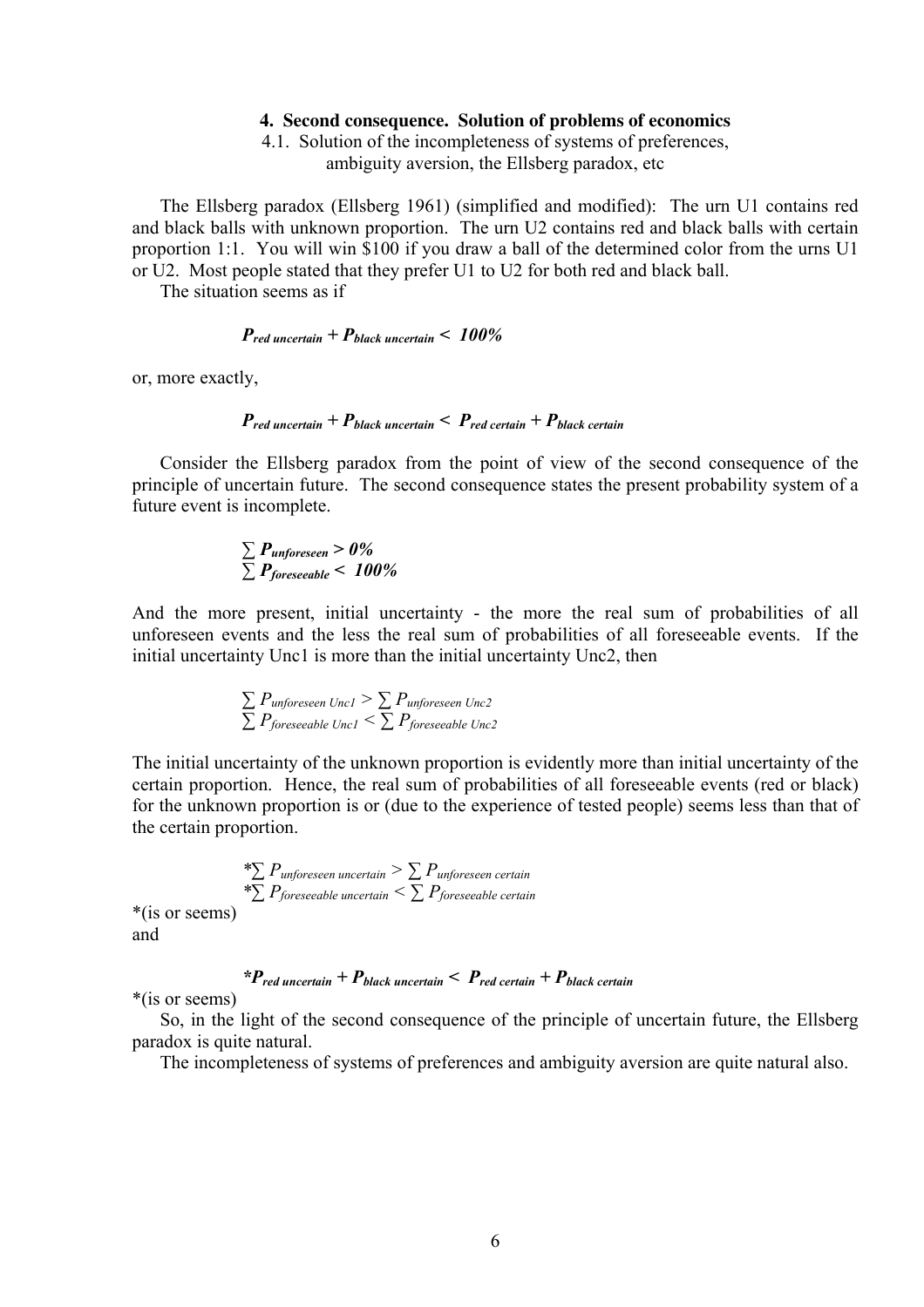## 4. Second consequence. Solution of problems of economics

### 4.1. Solution of the incompleteness of systems of preferences, ambiguity aversion, the Ellsberg paradox, etc

The Ellsberg paradox (Ellsberg 1961) (simplified and modified): The urn U1 contains red and black balls with unknown proportion. The urn U2 contains red and black balls with certain proportion 1:1. You will win \$100 if you draw a ball of the determined color from the urns U1 or U2. Most people stated that they prefer U1 to U2 for both red and black ball.

The situation seems as if

$$P_{red\ uncertain} + P_{black\ uncertain} < 100\%$$

or, more exactly,

$$P_{red\ uncertain} + P_{black\ uncertain} < P_{red\ certain} + P_{black\ certain}$$

Consider the Ellsberg paradox from the point of view of the second consequence of the principle of uncertain future. The second consequence states the present probability system of a future event is incomplete.

$$\sum P_{unforeseen} > 0\%$$
$$\sum P_{foreseeable} < 100\%$$

And the more present, initial uncertainty - the more the real sum of probabilities of all unforeseen events and the less the real sum of probabilities of all foreseeable events. If the initial uncertainty Unc1 is more than the initial uncertainty Unc2, then

$$\sum P_{unforeseen\ Unc1} > \sum P_{unforeseen\ Unc2}$$
$$\sum P_{foreseeable\ Unc1} < \sum P_{foreseeable\ Unc2}$$

The initial uncertainty of the unknown proportion is evidently more than initial uncertainty of the certain proportion. Hence, the real sum of probabilities of all foreseeable events (red or black) for the unknown proportion is or (due to the experience of tested people) seems less than that of the certain proportion.

$$^{*}\sum P_{unforeseen\ uncertain} > \sum P_{unforeseen\ certain}$$
$$^{*}\sum P_{foreseeable\ uncertain} < \sum P_{foreseeable\ certain}$$

*(is or seems)

and

$$^{*}P_{red\ uncertain} + P_{black\ uncertain} < P_{red\ certain} + P_{black\ certain}$$

*(is or seems)

So, in the light of the second consequence of the principle of uncertain future, the Ellsberg paradox is quite natural.

The incompleteness of systems of preferences and ambiguity aversion are quite natural also.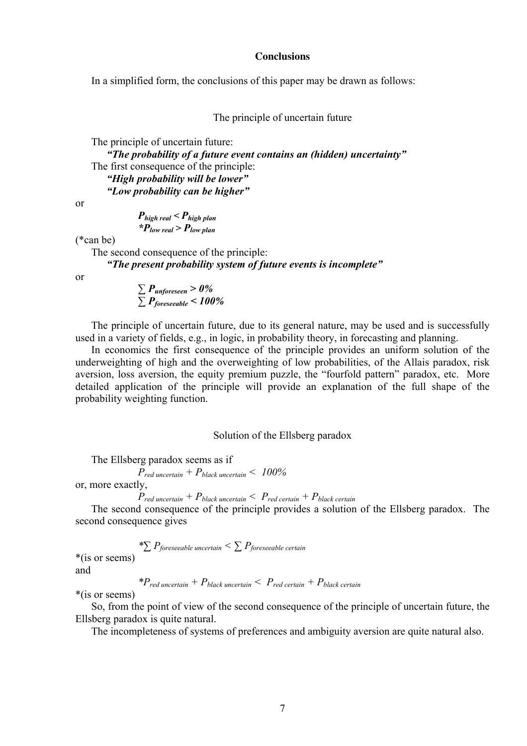## Conclusions

In a simplified form, the conclusions of this paper may be drawn as follows:

### The principle of uncertain future

The principle of uncertain future:

***"The probability of a future event contains an (hidden) uncertainty"***

The first consequence of the principle:

***"High probability will be lower"***
***"Low probability can be higher"***

or

$$P_{high\ real} < P_{high\ plan}$$
$$^{*}P_{low\ real} > P_{low\ plan}$$

(*can be)

The second consequence of the principle:

***"The present probability system of future events is incomplete"***

or

$$\sum P_{unforeseen} > 0\%$$
$$\sum P_{foreseeable} < 100\%$$

The principle of uncertain future, due to its general nature, may be used and is successfully used in a variety of fields, e.g., in logic, in probability theory, in forecasting and planning.

In economics the first consequence of the principle provides an uniform solution of the underweighting of high and the overweighting of low probabilities, of the Allais paradox, risk aversion, loss aversion, the equity premium puzzle, the "fourfold pattern" paradox, etc. More detailed application of the principle will provide an explanation of the full shape of the probability weighting function.

### Solution of the Ellsberg paradox

The Ellsberg paradox seems as if

$$P_{red\ uncertain} + P_{black\ uncertain} < 100\%$$

or, more exactly,

$$P_{red\ uncertain} + P_{black\ uncertain} < P_{red\ certain} + P_{black\ certain}$$

The second consequence of the principle provides a solution of the Ellsberg paradox. The second consequence gives

$$^{*}\sum P_{foreseeable\ uncertain} < \sum P_{foreseeable\ certain}$$

*(is or seems)

and

$$^{*}P_{red\ uncertain} + P_{black\ uncertain} < P_{red\ certain} + P_{black\ certain}$$

*(is or seems)

So, from the point of view of the second consequence of the principle of uncertain future, the Ellsberg paradox is quite natural.

The incompleteness of systems of preferences and ambiguity aversion are quite natural also.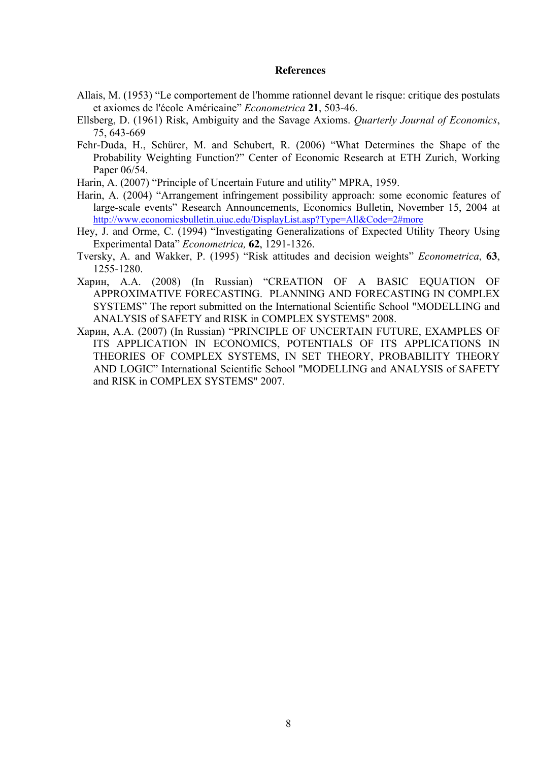## References

Allais, M. (1953) "Le comportement de l'homme rationnel devant le risque: critique des postulats et axiomes de l'école Américaine" *Econometrica* **21**, 503-46.

Ellsberg, D. (1961) Risk, Ambiguity and the Savage Axioms. *Quarterly Journal of Economics*, 75, 643-669

Fehr-Duda, H., Schürer, M. and Schubert, R. (2006) "What Determines the Shape of the Probability Weighting Function?" Center of Economic Research at ETH Zurich, Working Paper 06/54.

Harin, A. (2007) "Principle of Uncertain Future and utility" MPRA, 1959.

Harin, A. (2004) "Arrangement infringement possibility approach: some economic features of large-scale events" Research Announcements, Economics Bulletin, November 15, 2004 at http://www.economicsbulletin.uiuc.edu/DisplayList.asp?Type=All&Code=2#more

Hey, J. and Orme, C. (1994) "Investigating Generalizations of Expected Utility Theory Using Experimental Data" *Econometrica,* **62**, 1291-1326.

Tversky, A. and Wakker, P. (1995) "Risk attitudes and decision weights" *Econometrica*, **63**, 1255-1280.

Харин, А.А. (2008) (In Russian) "CREATION OF A BASIC EQUATION OF APPROXIMATIVE FORECASTING. PLANNING AND FORECASTING IN COMPLEX SYSTEMS" The report submitted on the International Scientific School "MODELLING and ANALYSIS of SAFETY and RISK in COMPLEX SYSTEMS" 2008.

Харин, А.А. (2007) (In Russian) "PRINCIPLE OF UNCERTAIN FUTURE, EXAMPLES OF ITS APPLICATION IN ECONOMICS, POTENTIALS OF ITS APPLICATIONS IN THEORIES OF COMPLEX SYSTEMS, IN SET THEORY, PROBABILITY THEORY AND LOGIC" International Scientific School "MODELLING and ANALYSIS of SAFETY and RISK in COMPLEX SYSTEMS" 2007.